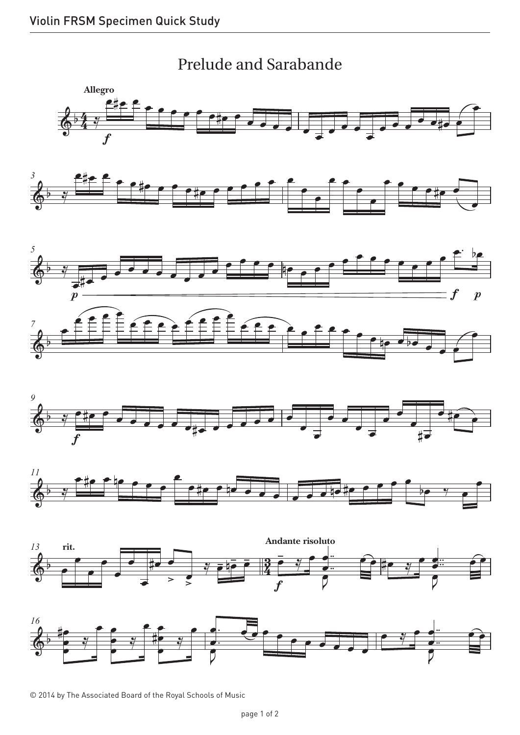# Prelude and Sarabande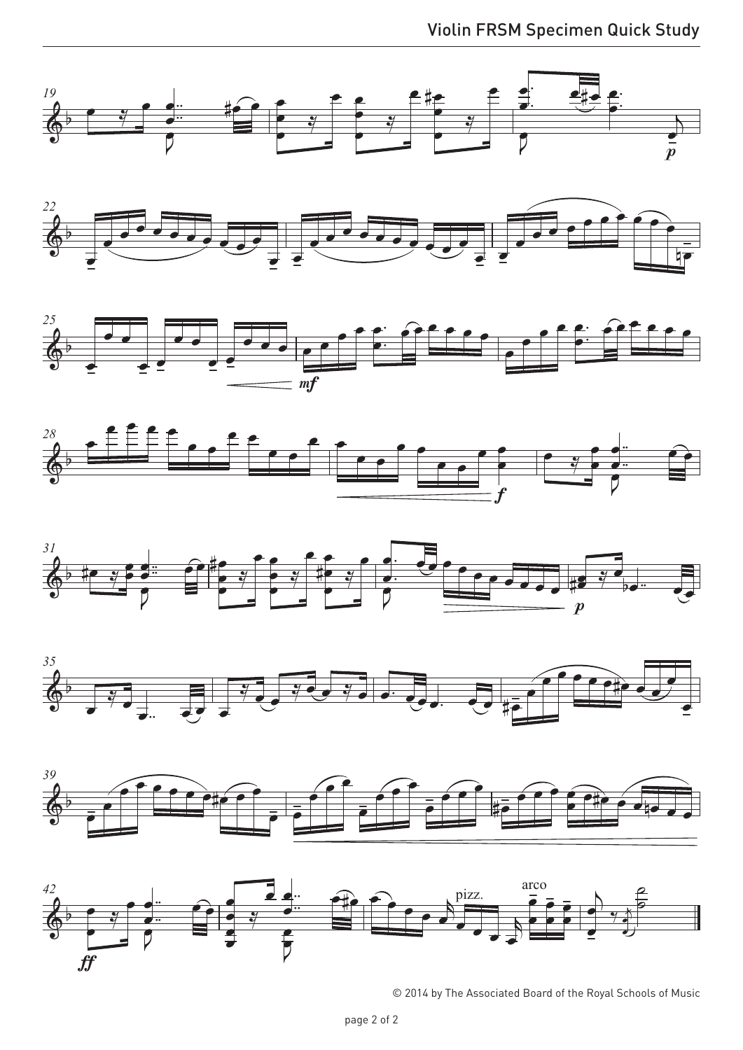© 2014 by The Associated Board of the Royal Schools of Music